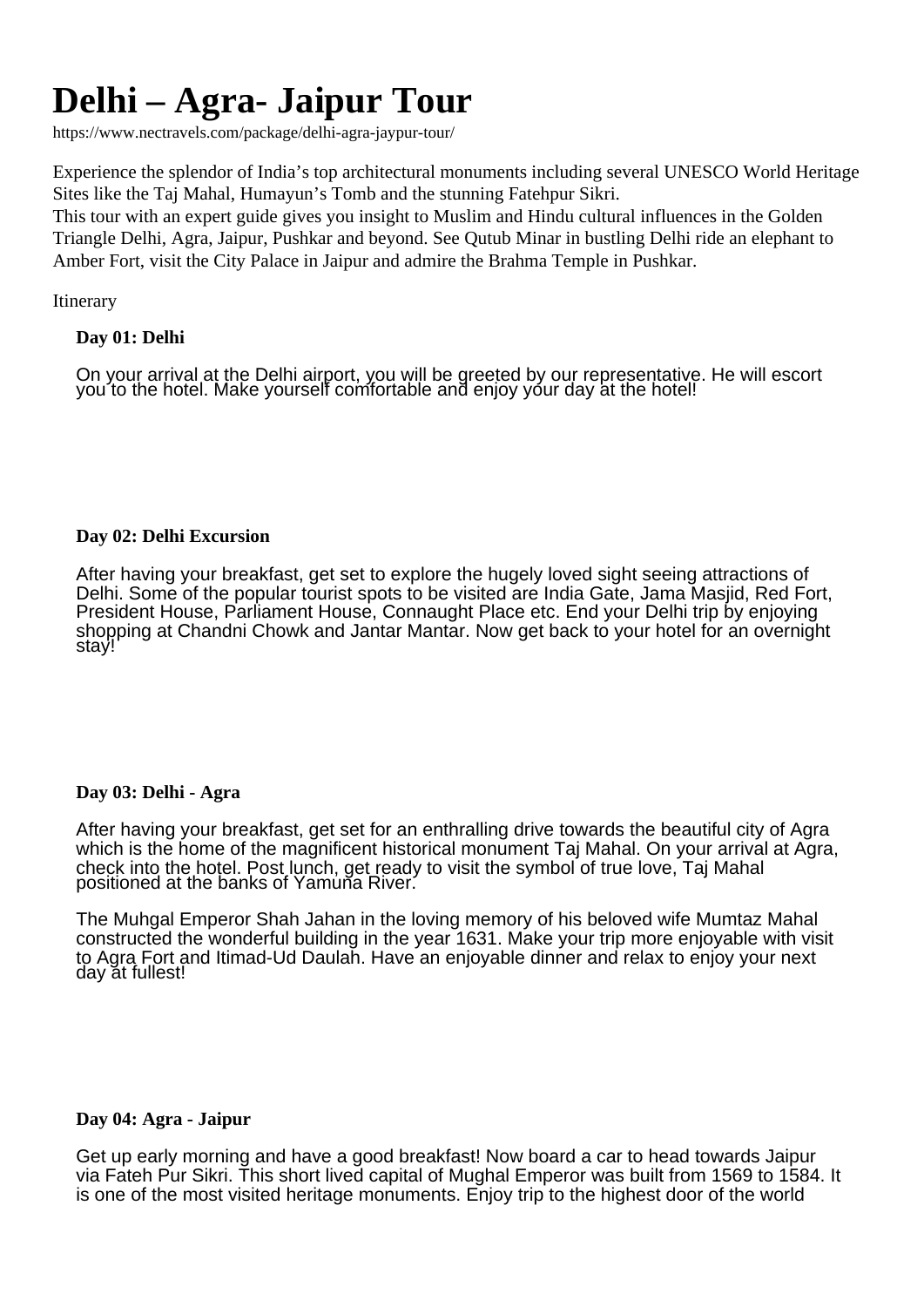# Delhi – Agra- Jaipur Tour

https://www.nectravels.com/package/delhi-agra-jaypur-tour/

Experience the splendor of India's top architectural monuments including several UNESCO World Heritage Sites like the Taj Mahal, Humayun's Tomb and the stunning Fatehpur Sikri.
This tour with an expert guide gives you insight to Muslim and Hindu cultural influences in the Golden Triangle Delhi, Agra, Jaipur, Pushkar and beyond. See Qutub Minar in bustling Delhi ride an elephant to Amber Fort, visit the City Palace in Jaipur and admire the Brahma Temple in Pushkar.

Itinerary

**Day 01: Delhi**

On your arrival at the Delhi airport, you will be greeted by our representative. He will escort you to the hotel. Make yourself comfortable and enjoy your day at the hotel!

**Day 02: Delhi Excursion**

After having your breakfast, get set to explore the hugely loved sight seeing attractions of Delhi. Some of the popular tourist spots to be visited are India Gate, Jama Masjid, Red Fort, President House, Parliament House, Connaught Place etc. End your Delhi trip by enjoying shopping at Chandni Chowk and Jantar Mantar. Now get back to your hotel for an overnight stay!

**Day 03: Delhi - Agra**

After having your breakfast, get set for an enthralling drive towards the beautiful city of Agra which is the home of the magnificent historical monument Taj Mahal. On your arrival at Agra, check into the hotel. Post lunch, get ready to visit the symbol of true love, Taj Mahal positioned at the banks of Yamuna River.

The Muhgal Emperor Shah Jahan in the loving memory of his beloved wife Mumtaz Mahal constructed the wonderful building in the year 1631. Make your trip more enjoyable with visit to Agra Fort and Itimad-Ud Daulah. Have an enjoyable dinner and relax to enjoy your next day at fullest!

**Day 04: Agra - Jaipur**

Get up early morning and have a good breakfast! Now board a car to head towards Jaipur via Fateh Pur Sikri. This short lived capital of Mughal Emperor was built from 1569 to 1584. It is one of the most visited heritage monuments. Enjoy trip to the highest door of the world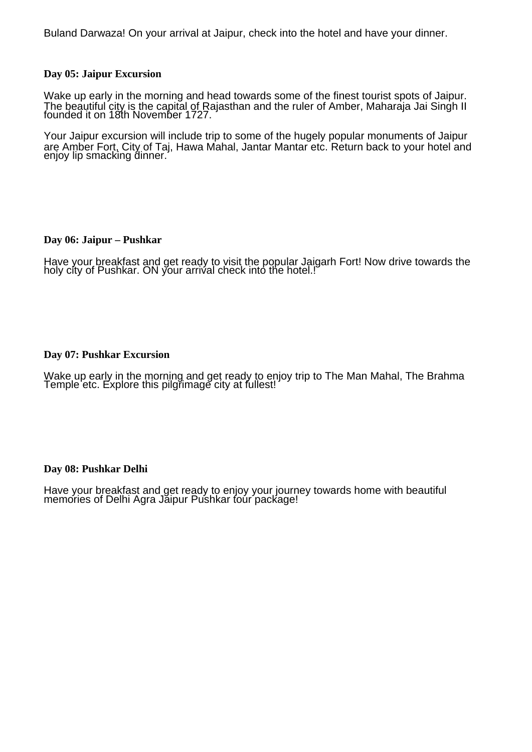Buland Darwaza! On your arrival at Jaipur, check into the hotel and have your dinner.

**Day 05: Jaipur Excursion**

Wake up early in the morning and head towards some of the finest tourist spots of Jaipur. The beautiful city is the capital of Rajasthan and the ruler of Amber, Maharaja Jai Singh II founded it on 18th November 1727.

Your Jaipur excursion will include trip to some of the hugely popular monuments of Jaipur are Amber Fort, City of Taj, Hawa Mahal, Jantar Mantar etc. Return back to your hotel and enjoy lip smacking dinner.

**Day 06: Jaipur – Pushkar**

Have your breakfast and get ready to visit the popular Jaigarh Fort! Now drive towards the holy city of Pushkar. ON your arrival check into the hotel.!

**Day 07: Pushkar Excursion**

Wake up early in the morning and get ready to enjoy trip to The Man Mahal, The Brahma Temple etc. Explore this pilgrimage city at fullest!

**Day 08: Pushkar Delhi**

Have your breakfast and get ready to enjoy your journey towards home with beautiful memories of Delhi Agra Jaipur Pushkar tour package!